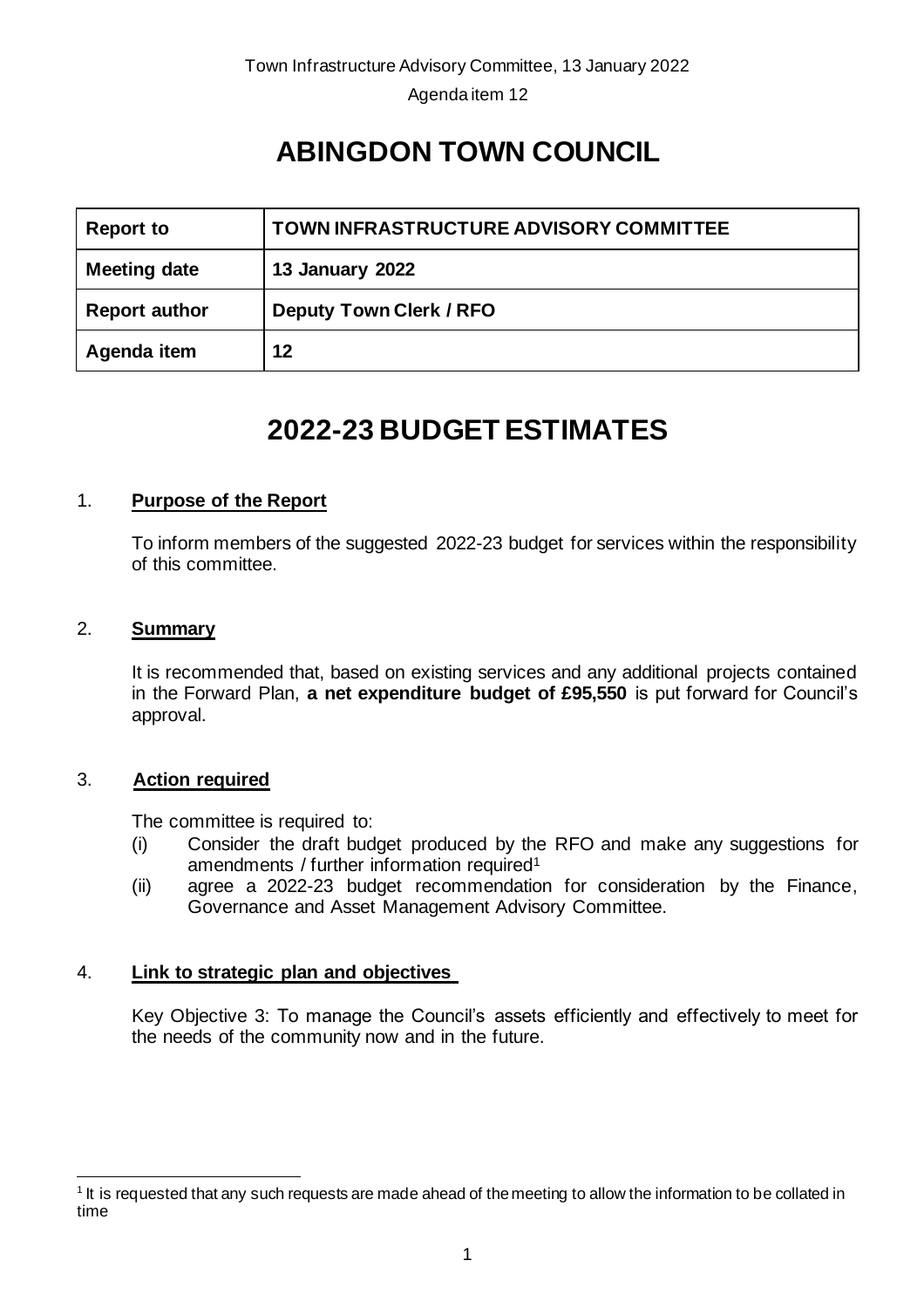# ABINGDON TOWN COUNCIL

| Report to | TOWN INFRASTRUCTURE ADVISORY COMMITTEE |
| --- | --- |
| Meeting date | 13 January 2022 |
| Report author | Deputy Town Clerk / RFO |
| Agenda item | 12 |

# 2022-23 BUDGET ESTIMATES

## 1. Purpose of the Report

To inform members of the suggested 2022-23 budget for services within the responsibility of this committee.

## 2. Summary

It is recommended that, based on existing services and any additional projects contained in the Forward Plan, **a net expenditure budget of £95,550** is put forward for Council's approval.

## 3. Action required

The committee is required to:

(i) Consider the draft budget produced by the RFO and make any suggestions for amendments / further information required[1]

(ii) agree a 2022-23 budget recommendation for consideration by the Finance, Governance and Asset Management Advisory Committee.

## 4. Link to strategic plan and objectives

Key Objective 3: To manage the Council's assets efficiently and effectively to meet for the needs of the community now and in the future.

[1] It is requested that any such requests are made ahead of the meeting to allow the information to be collated in time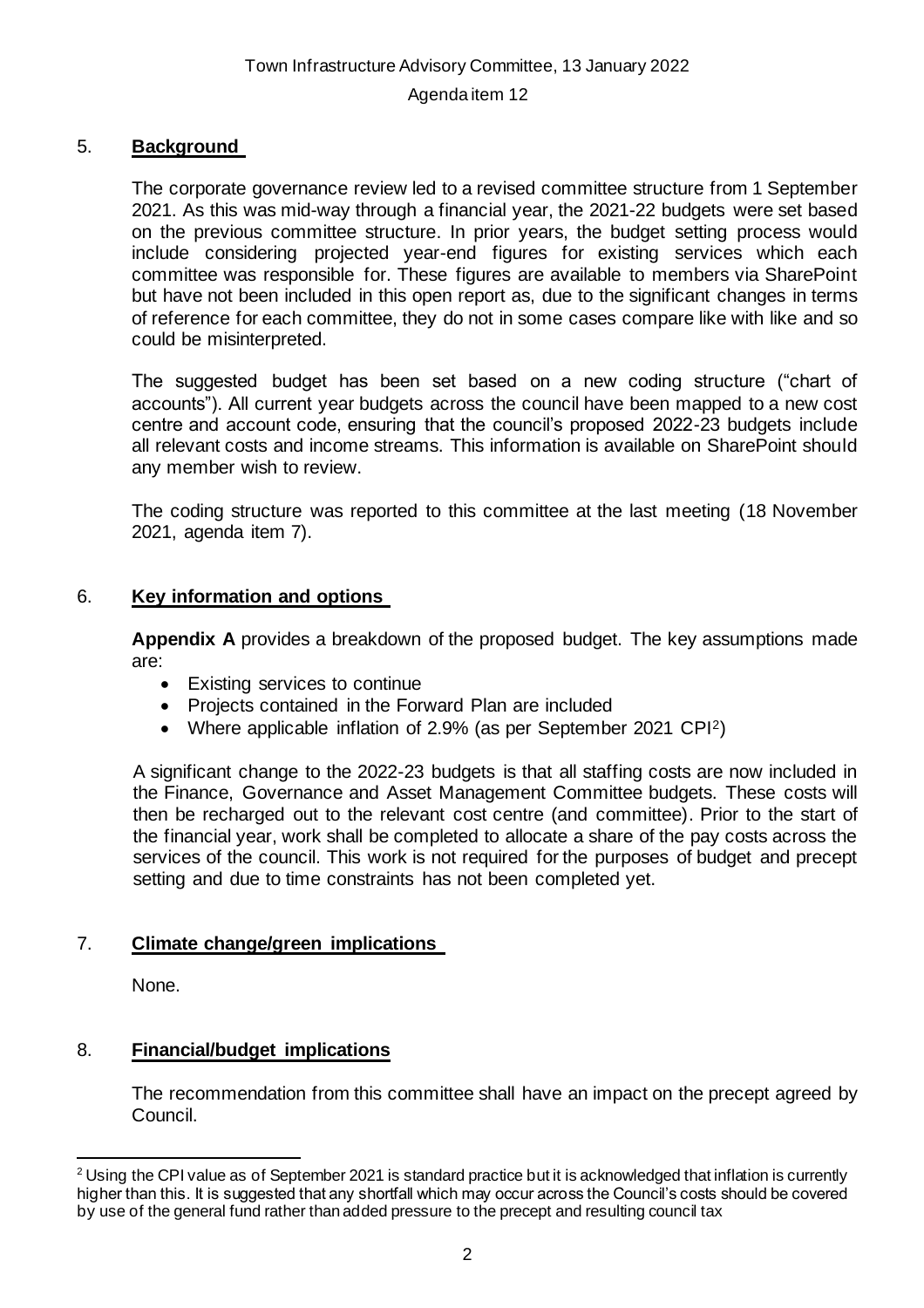## 5. Background

The corporate governance review led to a revised committee structure from 1 September 2021. As this was mid-way through a financial year, the 2021-22 budgets were set based on the previous committee structure. In prior years, the budget setting process would include considering projected year-end figures for existing services which each committee was responsible for. These figures are available to members via SharePoint but have not been included in this open report as, due to the significant changes in terms of reference for each committee, they do not in some cases compare like with like and so could be misinterpreted.

The suggested budget has been set based on a new coding structure ("chart of accounts"). All current year budgets across the council have been mapped to a new cost centre and account code, ensuring that the council's proposed 2022-23 budgets include all relevant costs and income streams. This information is available on SharePoint should any member wish to review.

The coding structure was reported to this committee at the last meeting (18 November 2021, agenda item 7).

## 6. Key information and options

**Appendix A** provides a breakdown of the proposed budget. The key assumptions made are:

- Existing services to continue
- Projects contained in the Forward Plan are included
- Where applicable inflation of 2.9% (as per September 2021 CPI[2])

A significant change to the 2022-23 budgets is that all staffing costs are now included in the Finance, Governance and Asset Management Committee budgets. These costs will then be recharged out to the relevant cost centre (and committee). Prior to the start of the financial year, work shall be completed to allocate a share of the pay costs across the services of the council. This work is not required for the purposes of budget and precept setting and due to time constraints has not been completed yet.

## 7. Climate change/green implications

None.

## 8. Financial/budget implications

The recommendation from this committee shall have an impact on the precept agreed by Council.

[2] Using the CPI value as of September 2021 is standard practice but it is acknowledged that inflation is currently higher than this. It is suggested that any shortfall which may occur across the Council's costs should be covered by use of the general fund rather than added pressure to the precept and resulting council tax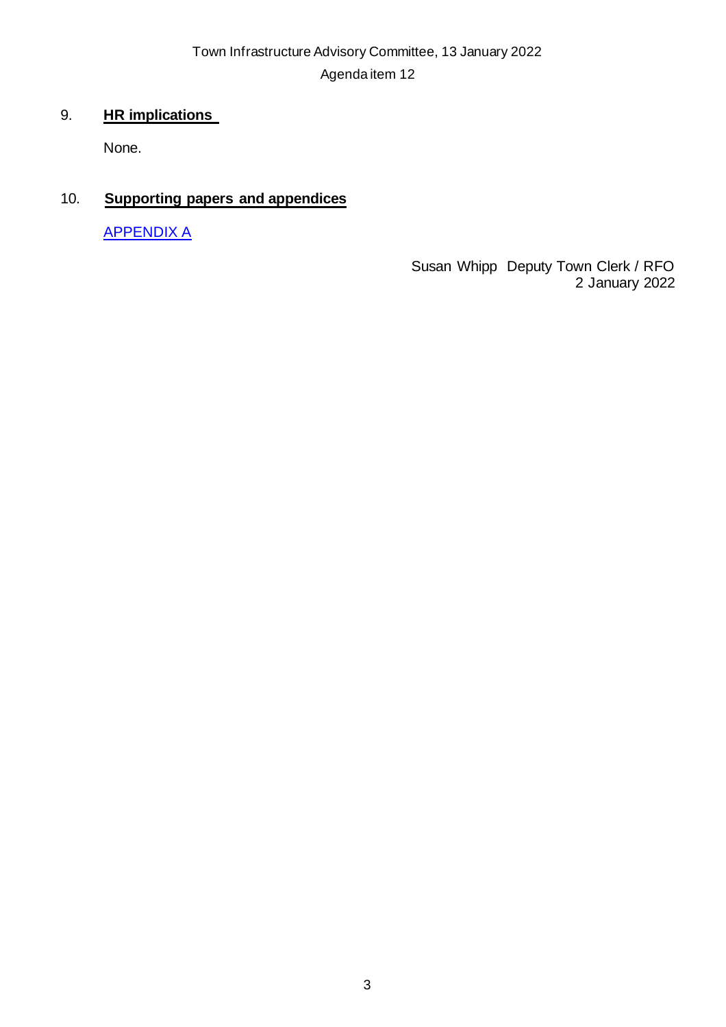## 9. **HR implications**

None.

## 10. **Supporting papers and appendices**

APPENDIX A

Susan Whipp Deputy Town Clerk / RFO
2 January 2022